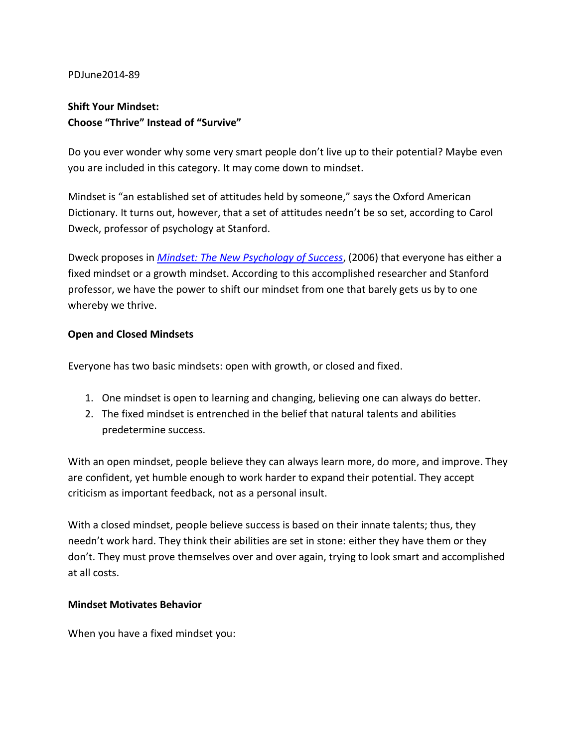PDJune2014-89

**Shift Your Mindset:**
**Choose “Thrive” Instead of “Survive”**

Do you ever wonder why some very smart people don’t live up to their potential? Maybe even you are included in this category. It may come down to mindset.

Mindset is “an established set of attitudes held by someone,” says the Oxford American Dictionary. It turns out, however, that a set of attitudes needn’t be so set, according to Carol Dweck, professor of psychology at Stanford.

Dweck proposes in *Mindset: The New Psychology of Success*, (2006) that everyone has either a fixed mindset or a growth mindset. According to this accomplished researcher and Stanford professor, we have the power to shift our mindset from one that barely gets us by to one whereby we thrive.

**Open and Closed Mindsets**

Everyone has two basic mindsets: open with growth, or closed and fixed.

1. One mindset is open to learning and changing, believing one can always do better.
2. The fixed mindset is entrenched in the belief that natural talents and abilities predetermine success.

With an open mindset, people believe they can always learn more, do more, and improve. They are confident, yet humble enough to work harder to expand their potential. They accept criticism as important feedback, not as a personal insult.

With a closed mindset, people believe success is based on their innate talents; thus, they needn’t work hard. They think their abilities are set in stone: either they have them or they don’t. They must prove themselves over and over again, trying to look smart and accomplished at all costs.

**Mindset Motivates Behavior**

When you have a fixed mindset you: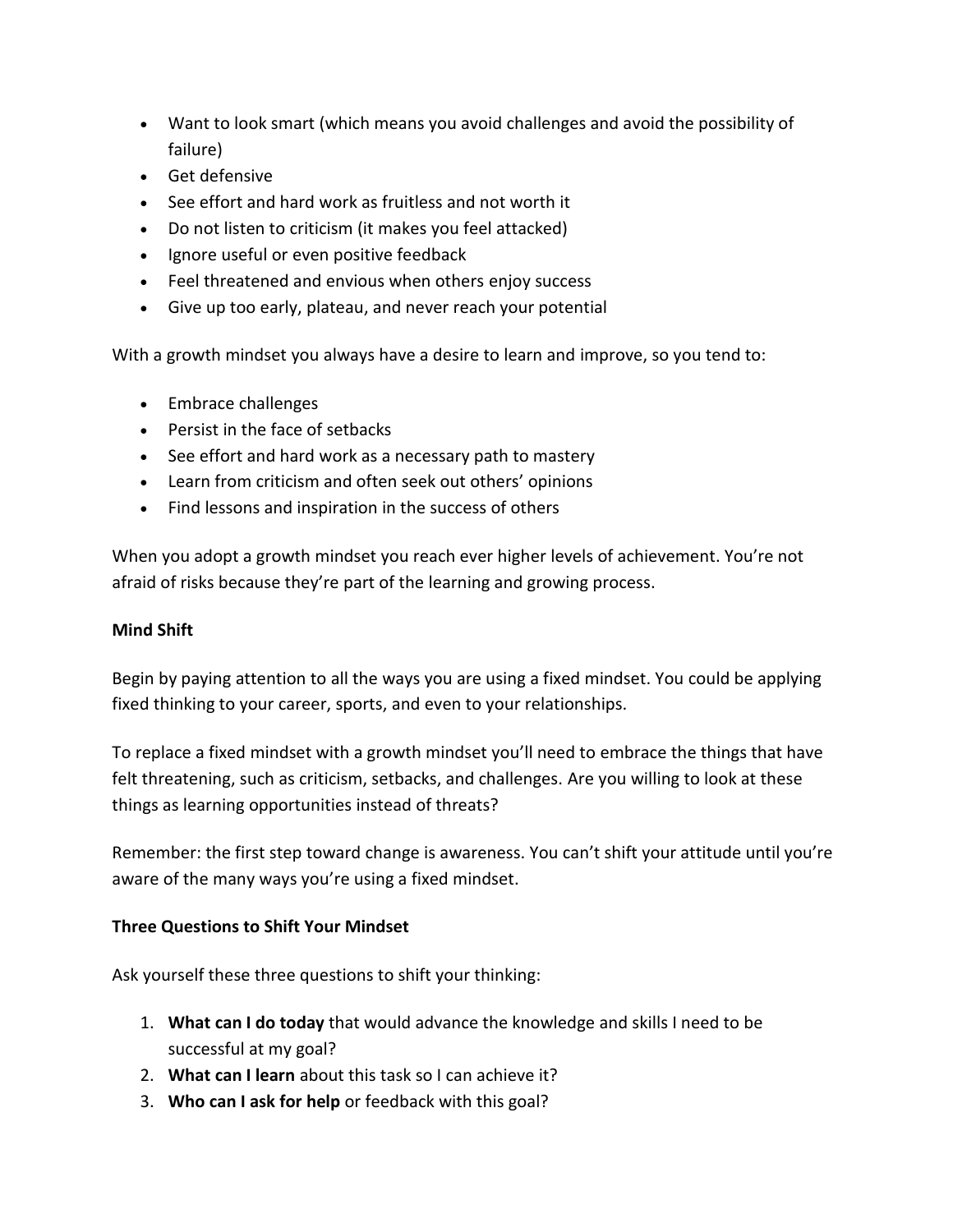- Want to look smart (which means you avoid challenges and avoid the possibility of failure)
- Get defensive
- See effort and hard work as fruitless and not worth it
- Do not listen to criticism (it makes you feel attacked)
- Ignore useful or even positive feedback
- Feel threatened and envious when others enjoy success
- Give up too early, plateau, and never reach your potential

With a growth mindset you always have a desire to learn and improve, so you tend to:

- Embrace challenges
- Persist in the face of setbacks
- See effort and hard work as a necessary path to mastery
- Learn from criticism and often seek out others' opinions
- Find lessons and inspiration in the success of others

When you adopt a growth mindset you reach ever higher levels of achievement. You're not afraid of risks because they're part of the learning and growing process.

**Mind Shift**

Begin by paying attention to all the ways you are using a fixed mindset. You could be applying fixed thinking to your career, sports, and even to your relationships.

To replace a fixed mindset with a growth mindset you'll need to embrace the things that have felt threatening, such as criticism, setbacks, and challenges. Are you willing to look at these things as learning opportunities instead of threats?

Remember: the first step toward change is awareness. You can't shift your attitude until you're aware of the many ways you're using a fixed mindset.

**Three Questions to Shift Your Mindset**

Ask yourself these three questions to shift your thinking:

1. **What can I do today** that would advance the knowledge and skills I need to be successful at my goal?
2. **What can I learn** about this task so I can achieve it?
3. **Who can I ask for help** or feedback with this goal?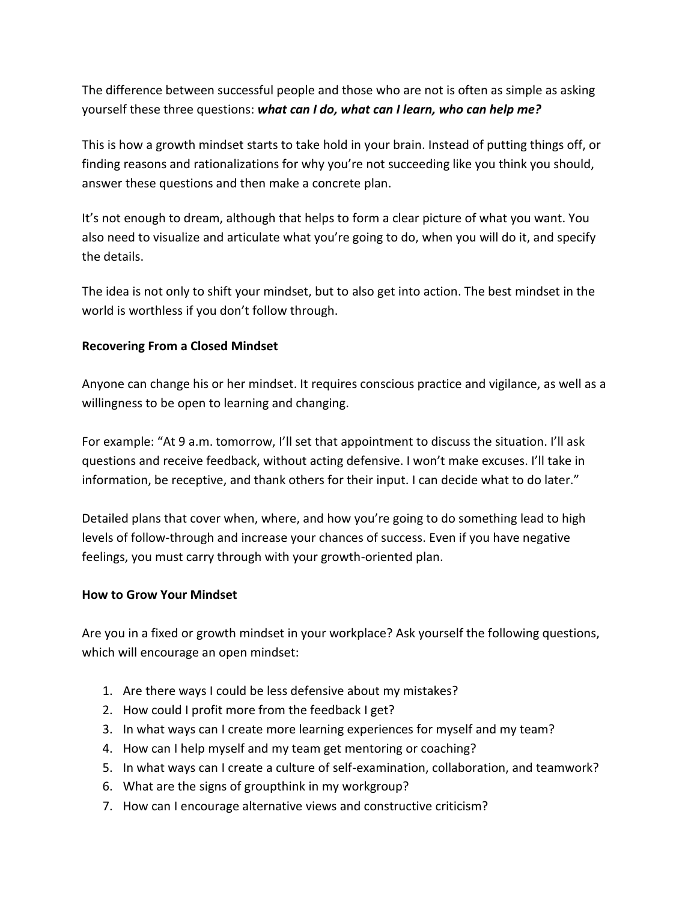The difference between successful people and those who are not is often as simple as asking yourself these three questions: ***what can I do, what can I learn, who can help me?***

This is how a growth mindset starts to take hold in your brain. Instead of putting things off, or finding reasons and rationalizations for why you're not succeeding like you think you should, answer these questions and then make a concrete plan.

It's not enough to dream, although that helps to form a clear picture of what you want. You also need to visualize and articulate what you're going to do, when you will do it, and specify the details.

The idea is not only to shift your mindset, but to also get into action. The best mindset in the world is worthless if you don't follow through.

**Recovering From a Closed Mindset**

Anyone can change his or her mindset. It requires conscious practice and vigilance, as well as a willingness to be open to learning and changing.

For example: "At 9 a.m. tomorrow, I'll set that appointment to discuss the situation. I'll ask questions and receive feedback, without acting defensive. I won't make excuses. I'll take in information, be receptive, and thank others for their input. I can decide what to do later."

Detailed plans that cover when, where, and how you're going to do something lead to high levels of follow-through and increase your chances of success. Even if you have negative feelings, you must carry through with your growth-oriented plan.

**How to Grow Your Mindset**

Are you in a fixed or growth mindset in your workplace? Ask yourself the following questions, which will encourage an open mindset:

1. Are there ways I could be less defensive about my mistakes?
2. How could I profit more from the feedback I get?
3. In what ways can I create more learning experiences for myself and my team?
4. How can I help myself and my team get mentoring or coaching?
5. In what ways can I create a culture of self-examination, collaboration, and teamwork?
6. What are the signs of groupthink in my workgroup?
7. How can I encourage alternative views and constructive criticism?